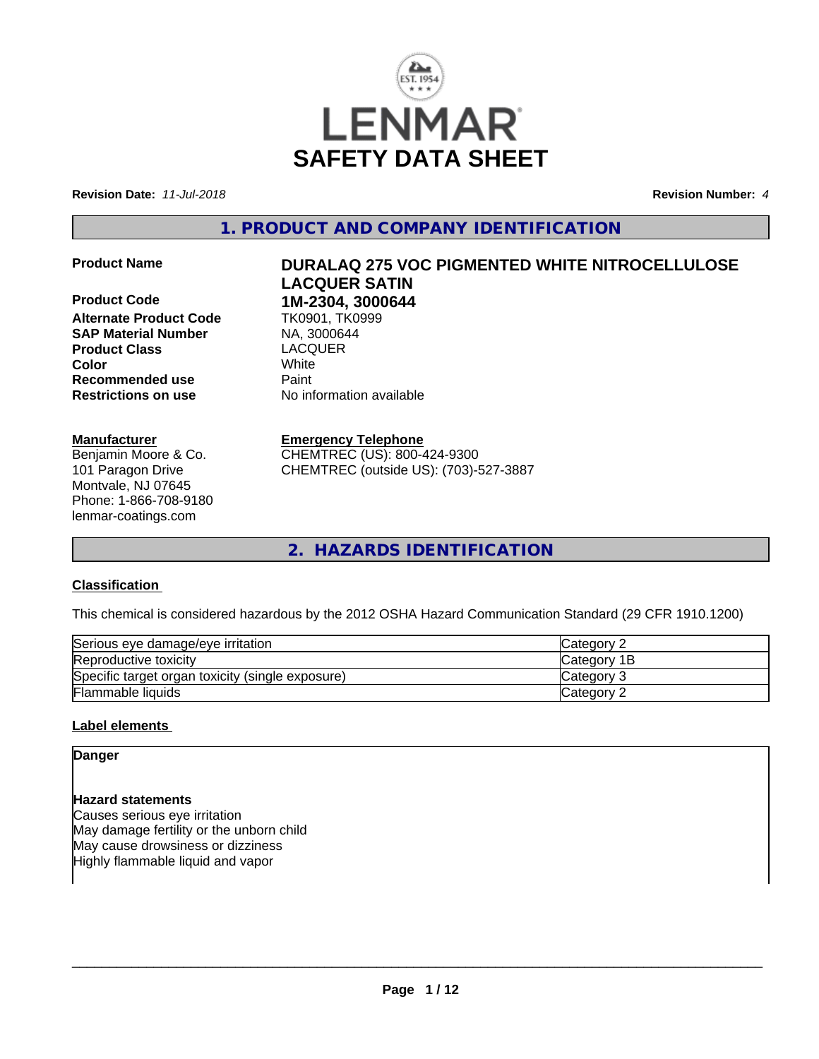# SAFETY DATA SHEET

**Revision Date:** *11-Jul-2018* **Revision Number:** *4*

## 1. PRODUCT AND COMPANY IDENTIFICATION

| | |
|---|---|
| **Product Name** | **DURALAQ 275 VOC PIGMENTED WHITE NITROCELLULOSE LACQUER SATIN** |
| **Product Code** | **1M-2304, 3000644** |
| **Alternate Product Code** | TK0901, TK0999 |
| **SAP Material Number** | NA, 3000644 |
| **Product Class** | LACQUER |
| **Color** | White |
| **Recommended use** | Paint |
| **Restrictions on use** | No information available |

**Manufacturer**
Benjamin Moore & Co.
101 Paragon Drive
Montvale, NJ 07645
Phone: 1-866-708-9180
lenmar-coatings.com

**Emergency Telephone**
CHEMTREC (US): 800-424-9300
CHEMTREC (outside US): (703)-527-3887

## 2. HAZARDS IDENTIFICATION

**Classification**

This chemical is considered hazardous by the 2012 OSHA Hazard Communication Standard (29 CFR 1910.1200)

| | |
|---|---|
| Serious eye damage/eye irritation | Category 2 |
| Reproductive toxicity | Category 1B |
| Specific target organ toxicity (single exposure) | Category 3 |
| Flammable liquids | Category 2 |

**Label elements**

**Danger**

**Hazard statements**
Causes serious eye irritation
May damage fertility or the unborn child
May cause drowsiness or dizziness
Highly flammable liquid and vapor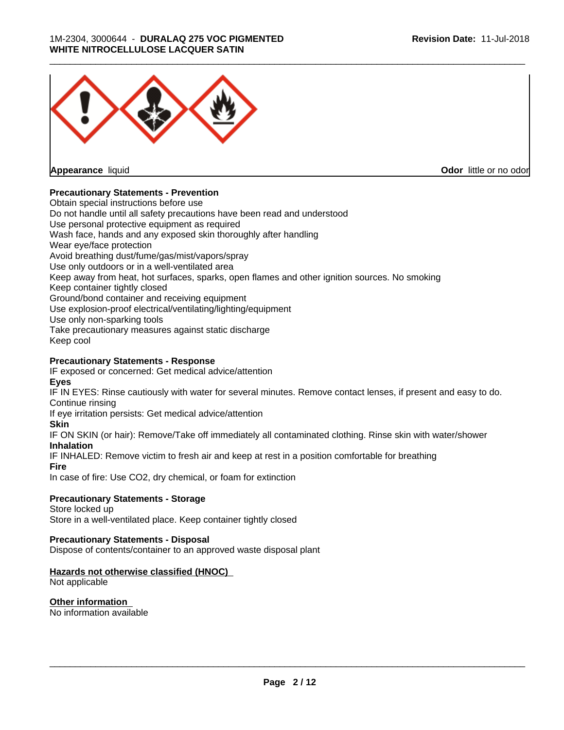**Appearance** liquid

**Odor** little or no odor

**Precautionary Statements - Prevention**

Obtain special instructions before use
Do not handle until all safety precautions have been read and understood
Use personal protective equipment as required
Wash face, hands and any exposed skin thoroughly after handling
Wear eye/face protection
Avoid breathing dust/fume/gas/mist/vapors/spray
Use only outdoors or in a well-ventilated area
Keep away from heat, hot surfaces, sparks, open flames and other ignition sources. No smoking
Keep container tightly closed
Ground/bond container and receiving equipment
Use explosion-proof electrical/ventilating/lighting/equipment
Use only non-sparking tools
Take precautionary measures against static discharge
Keep cool

**Precautionary Statements - Response**

IF exposed or concerned: Get medical advice/attention

**Eyes**

IF IN EYES: Rinse cautiously with water for several minutes. Remove contact lenses, if present and easy to do. Continue rinsing
If eye irritation persists: Get medical advice/attention

**Skin**

IF ON SKIN (or hair): Remove/Take off immediately all contaminated clothing. Rinse skin with water/shower

**Inhalation**

IF INHALED: Remove victim to fresh air and keep at rest in a position comfortable for breathing

**Fire**

In case of fire: Use $CO_2$, dry chemical, or foam for extinction

**Precautionary Statements - Storage**

Store locked up
Store in a well-ventilated place. Keep container tightly closed

**Precautionary Statements - Disposal**

Dispose of contents/container to an approved waste disposal plant

**Hazards not otherwise classified (HNOC)**

Not applicable

**Other information**

No information available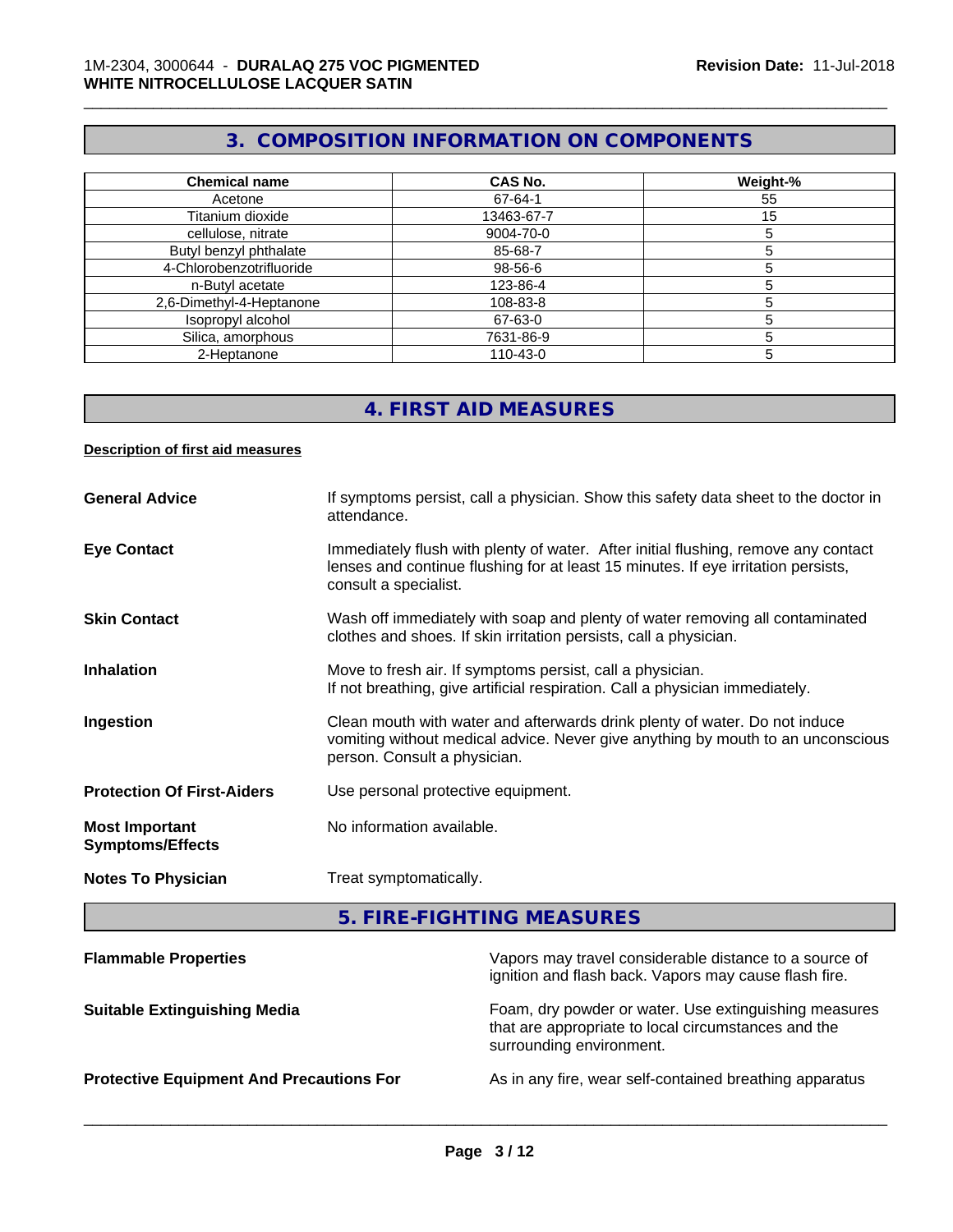## 3. COMPOSITION INFORMATION ON COMPONENTS

| Chemical name | CAS No. | Weight-% |
|---|---|---|
| Acetone | 67-64-1 | 55 |
| Titanium dioxide | 13463-67-7 | 15 |
| cellulose, nitrate | 9004-70-0 | 5 |
| Butyl benzyl phthalate | 85-68-7 | 5 |
| 4-Chlorobenzotrifluoride | 98-56-6 | 5 |
| n-Butyl acetate | 123-86-4 | 5 |
| 2,6-Dimethyl-4-Heptanone | 108-83-8 | 5 |
| Isopropyl alcohol | 67-63-0 | 5 |
| Silica, amorphous | 7631-86-9 | 5 |
| 2-Heptanone | 110-43-0 | 5 |

## 4. FIRST AID MEASURES

**Description of first aid measures**

**General Advice**
If symptoms persist, call a physician. Show this safety data sheet to the doctor in attendance.

**Eye Contact**
Immediately flush with plenty of water. After initial flushing, remove any contact lenses and continue flushing for at least 15 minutes. If eye irritation persists, consult a specialist.

**Skin Contact**
Wash off immediately with soap and plenty of water removing all contaminated clothes and shoes. If skin irritation persists, call a physician.

**Inhalation**
Move to fresh air. If symptoms persist, call a physician.
If not breathing, give artificial respiration. Call a physician immediately.

**Ingestion**
Clean mouth with water and afterwards drink plenty of water. Do not induce vomiting without medical advice. Never give anything by mouth to an unconscious person. Consult a physician.

**Protection Of First-Aiders**
Use personal protective equipment.

**Most Important Symptoms/Effects**
No information available.

**Notes To Physician**
Treat symptomatically.

## 5. FIRE-FIGHTING MEASURES

**Flammable Properties**
Vapors may travel considerable distance to a source of ignition and flash back. Vapors may cause flash fire.

**Suitable Extinguishing Media**
Foam, dry powder or water. Use extinguishing measures that are appropriate to local circumstances and the surrounding environment.

**Protective Equipment And Precautions For**
As in any fire, wear self-contained breathing apparatus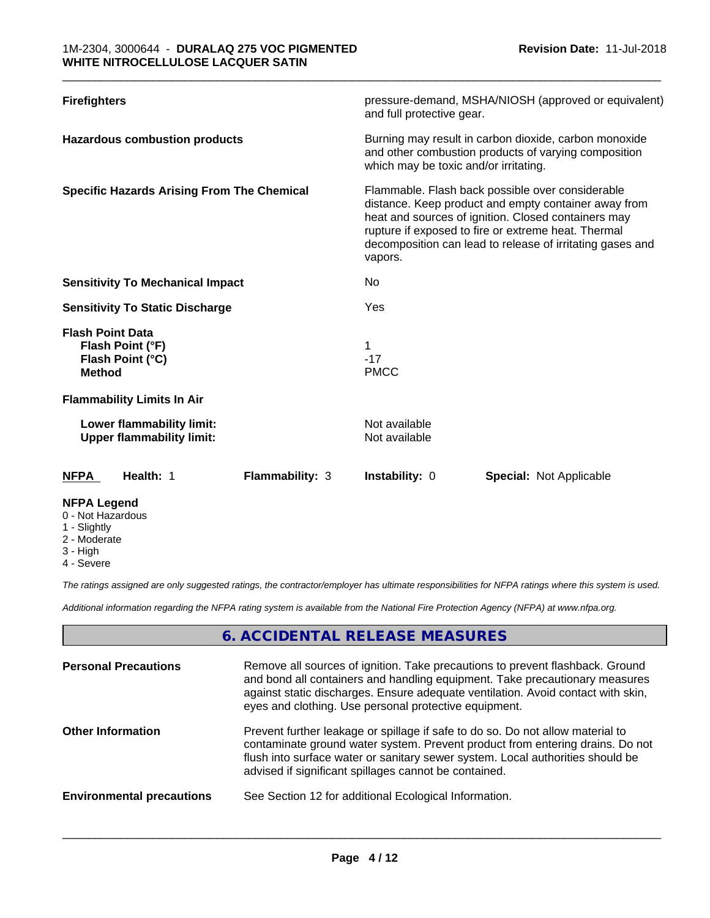| | |
|---|---|
| **Firefighters** | pressure-demand, MSHA/NIOSH (approved or equivalent) and full protective gear. |
| **Hazardous combustion products** | Burning may result in carbon dioxide, carbon monoxide and other combustion products of varying composition which may be toxic and/or irritating. |
| **Specific Hazards Arising From The Chemical** | Flammable. Flash back possible over considerable distance. Keep product and empty container away from heat and sources of ignition. Closed containers may rupture if exposed to fire or extreme heat. Thermal decomposition can lead to release of irritating gases and vapors. |
| **Sensitivity To Mechanical Impact** | No |
| **Sensitivity To Static Discharge** | Yes |

**Flash Point Data**

| | |
|---|---|
| **Flash Point (°F)** | 1 |
| **Flash Point (°C)** | -17 |
| **Method** | PMCC |

**Flammability Limits In Air**

| | |
|---|---|
| **Lower flammability limit:** | Not available |
| **Upper flammability limit:** | Not available |

| **NFPA** | **Health:** 1 | **Flammability:** 3 | **Instability:** 0 | **Special:** Not Applicable |
|---|---|---|---|---|

**NFPA Legend**
- 0 - Not Hazardous
- 1 - Slightly
- 2 - Moderate
- 3 - High
- 4 - Severe

*The ratings assigned are only suggested ratings, the contractor/employer has ultimate responsibilities for NFPA ratings where this system is used.*

*Additional information regarding the NFPA rating system is available from the National Fire Protection Agency (NFPA) at www.nfpa.org.*

## 6. ACCIDENTAL RELEASE MEASURES

| | |
|---|---|
| **Personal Precautions** | Remove all sources of ignition. Take precautions to prevent flashback. Ground and bond all containers and handling equipment. Take precautionary measures against static discharges. Ensure adequate ventilation. Avoid contact with skin, eyes and clothing. Use personal protective equipment. |
| **Other Information** | Prevent further leakage or spillage if safe to do so. Do not allow material to contaminate ground water system. Prevent product from entering drains. Do not flush into surface water or sanitary sewer system. Local authorities should be advised if significant spillages cannot be contained. |
| **Environmental precautions** | See Section 12 for additional Ecological Information. |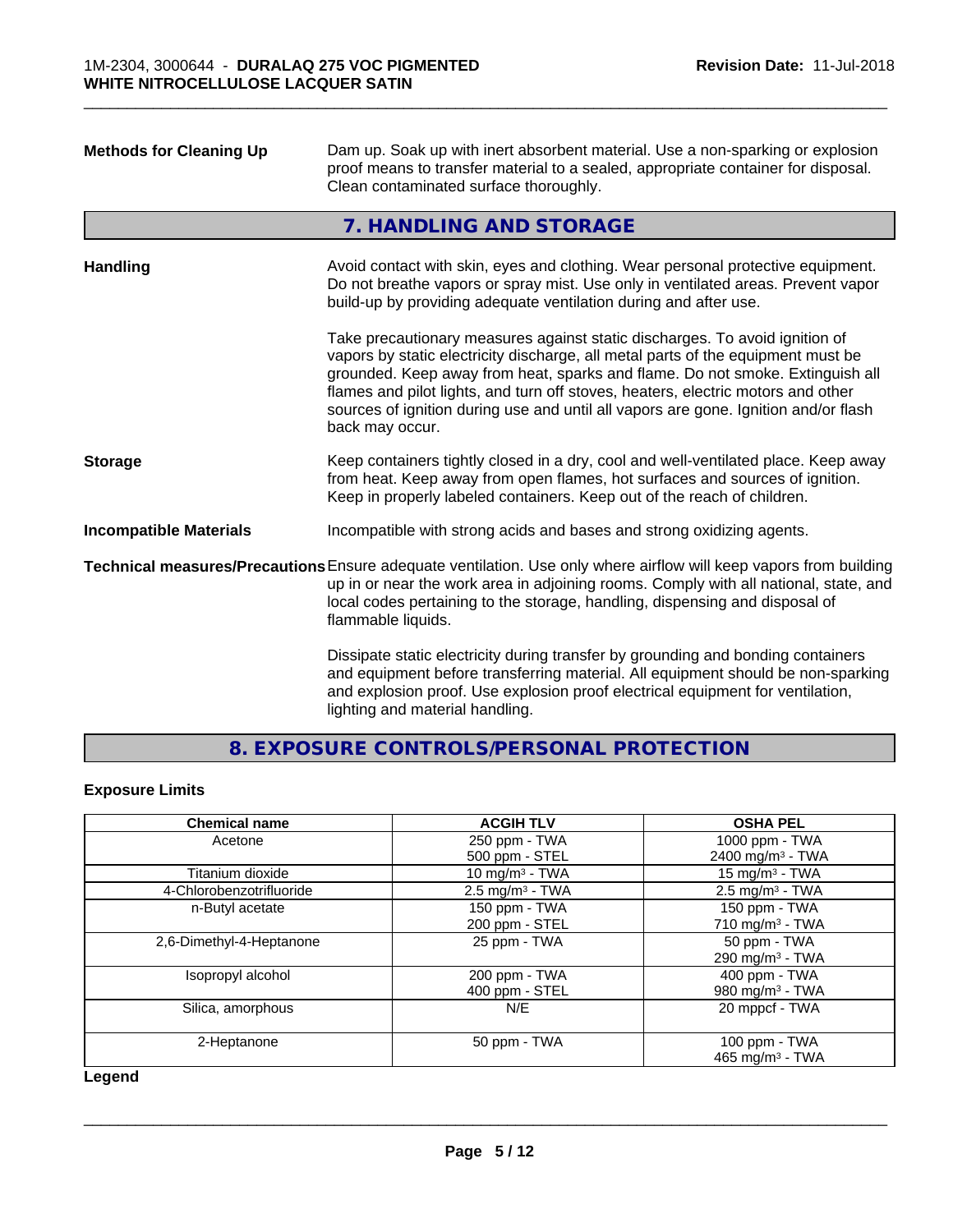**Methods for Cleaning Up** Dam up. Soak up with inert absorbent material. Use a non-sparking or explosion proof means to transfer material to a sealed, appropriate container for disposal. Clean contaminated surface thoroughly.

## 7. HANDLING AND STORAGE

**Handling** Avoid contact with skin, eyes and clothing. Wear personal protective equipment. Do not breathe vapors or spray mist. Use only in ventilated areas. Prevent vapor build-up by providing adequate ventilation during and after use.

Take precautionary measures against static discharges. To avoid ignition of vapors by static electricity discharge, all metal parts of the equipment must be grounded. Keep away from heat, sparks and flame. Do not smoke. Extinguish all flames and pilot lights, and turn off stoves, heaters, electric motors and other sources of ignition during use and until all vapors are gone. Ignition and/or flash back may occur.

**Storage** Keep containers tightly closed in a dry, cool and well-ventilated place. Keep away from heat. Keep away from open flames, hot surfaces and sources of ignition. Keep in properly labeled containers. Keep out of the reach of children.

**Incompatible Materials** Incompatible with strong acids and bases and strong oxidizing agents.

**Technical measures/Precautions** Ensure adequate ventilation. Use only where airflow will keep vapors from building up in or near the work area in adjoining rooms. Comply with all national, state, and local codes pertaining to the storage, handling, dispensing and disposal of flammable liquids.

Dissipate static electricity during transfer by grounding and bonding containers and equipment before transferring material. All equipment should be non-sparking and explosion proof. Use explosion proof electrical equipment for ventilation, lighting and material handling.

## 8. EXPOSURE CONTROLS/PERSONAL PROTECTION

### Exposure Limits

| Chemical name | ACGIH TLV | OSHA PEL |
|---|---|---|
| Acetone | 250 ppm - TWA<br>500 ppm - STEL | 1000 ppm - TWA<br>2400 mg/m³ - TWA |
| Titanium dioxide | 10 mg/m³ - TWA | 15 mg/m³ - TWA |
| 4-Chlorobenzotrifluoride | 2.5 mg/m³ - TWA | 2.5 mg/m³ - TWA |
| n-Butyl acetate | 150 ppm - TWA<br>200 ppm - STEL | 150 ppm - TWA<br>710 mg/m³ - TWA |
| 2,6-Dimethyl-4-Heptanone | 25 ppm - TWA | 50 ppm - TWA<br>290 mg/m³ - TWA |
| Isopropyl alcohol | 200 ppm - TWA<br>400 ppm - STEL | 400 ppm - TWA<br>980 mg/m³ - TWA |
| Silica, amorphous | N/E | 20 mppcf - TWA |
| 2-Heptanone | 50 ppm - TWA | 100 ppm - TWA<br>465 mg/m³ - TWA |

**Legend**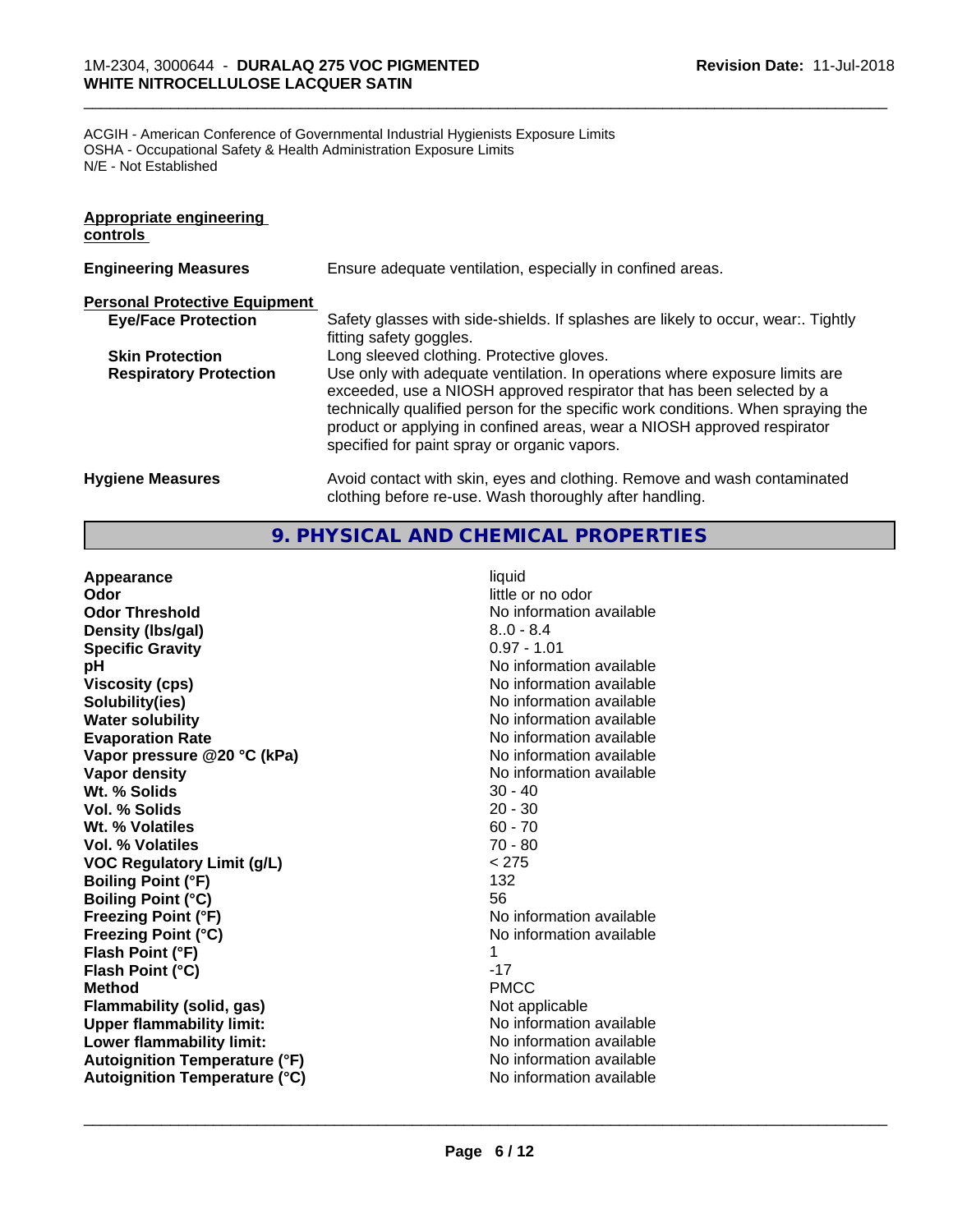ACGIH - American Conference of Governmental Industrial Hygienists Exposure Limits
OSHA - Occupational Safety & Health Administration Exposure Limits
N/E - Not Established

**Appropriate engineering controls**

| | |
|---|---|
| **Engineering Measures** | Ensure adequate ventilation, especially in confined areas. |

**Personal Protective Equipment**

| | |
|---|---|
| **Eye/Face Protection** | Safety glasses with side-shields. If splashes are likely to occur, wear:. Tightly fitting safety goggles. |
| **Skin Protection** | Long sleeved clothing. Protective gloves. |
| **Respiratory Protection** | Use only with adequate ventilation. In operations where exposure limits are exceeded, use a NIOSH approved respirator that has been selected by a technically qualified person for the specific work conditions. When spraying the product or applying in confined areas, wear a NIOSH approved respirator specified for paint spray or organic vapors. |
| **Hygiene Measures** | Avoid contact with skin, eyes and clothing. Remove and wash contaminated clothing before re-use. Wash thoroughly after handling. |

## 9. PHYSICAL AND CHEMICAL PROPERTIES

| | |
|---|---|
| **Appearance** | liquid |
| **Odor** | little or no odor |
| **Odor Threshold** | No information available |
| **Density (lbs/gal)** | 8..0 - 8.4 |
| **Specific Gravity** | 0.97 - 1.01 |
| **pH** | No information available |
| **Viscosity (cps)** | No information available |
| **Solubility(ies)** | No information available |
| **Water solubility** | No information available |
| **Evaporation Rate** | No information available |
| **Vapor pressure @20 °C (kPa)** | No information available |
| **Vapor density** | No information available |
| **Wt. % Solids** | 30 - 40 |
| **Vol. % Solids** | 20 - 30 |
| **Wt. % Volatiles** | 60 - 70 |
| **Vol. % Volatiles** | 70 - 80 |
| **VOC Regulatory Limit (g/L)** | < 275 |
| **Boiling Point (°F)** | 132 |
| **Boiling Point (°C)** | 56 |
| **Freezing Point (°F)** | No information available |
| **Freezing Point (°C)** | No information available |
| **Flash Point (°F)** | 1 |
| **Flash Point (°C)** | -17 |
| **Method** | PMCC |
| **Flammability (solid, gas)** | Not applicable |
| **Upper flammability limit:** | No information available |
| **Lower flammability limit:** | No information available |
| **Autoignition Temperature (°F)** | No information available |
| **Autoignition Temperature (°C)** | No information available |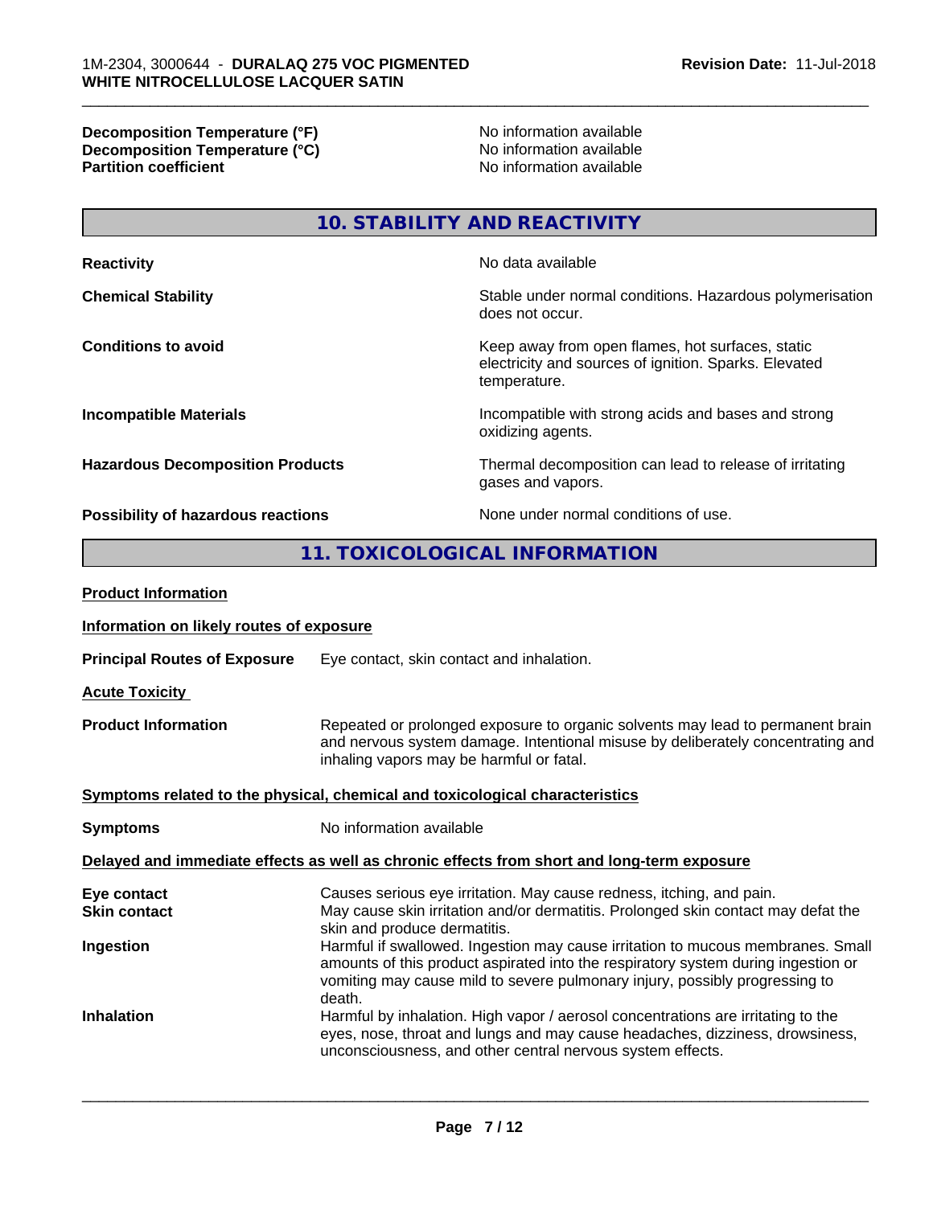| | |
|---|---|
| **Decomposition Temperature (°F)** | No information available |
| **Decomposition Temperature (°C)** | No information available |
| **Partition coefficient** | No information available |

## 10. STABILITY AND REACTIVITY

| | |
|---|---|
| **Reactivity** | No data available |
| **Chemical Stability** | Stable under normal conditions. Hazardous polymerisation does not occur. |
| **Conditions to avoid** | Keep away from open flames, hot surfaces, static electricity and sources of ignition. Sparks. Elevated temperature. |
| **Incompatible Materials** | Incompatible with strong acids and bases and strong oxidizing agents. |
| **Hazardous Decomposition Products** | Thermal decomposition can lead to release of irritating gases and vapors. |
| **Possibility of hazardous reactions** | None under normal conditions of use. |

## 11. TOXICOLOGICAL INFORMATION

**Product Information**

**Information on likely routes of exposure**

**Principal Routes of Exposure** Eye contact, skin contact and inhalation.

**Acute Toxicity**

**Product Information** Repeated or prolonged exposure to organic solvents may lead to permanent brain and nervous system damage. Intentional misuse by deliberately concentrating and inhaling vapors may be harmful or fatal.

**Symptoms related to the physical, chemical and toxicological characteristics**

**Symptoms** No information available

**Delayed and immediate effects as well as chronic effects from short and long-term exposure**

| | |
|---|---|
| **Eye contact** | Causes serious eye irritation. May cause redness, itching, and pain. |
| **Skin contact** | May cause skin irritation and/or dermatitis. Prolonged skin contact may defat the skin and produce dermatitis. |
| **Ingestion** | Harmful if swallowed. Ingestion may cause irritation to mucous membranes. Small amounts of this product aspirated into the respiratory system during ingestion or vomiting may cause mild to severe pulmonary injury, possibly progressing to death. |
| **Inhalation** | Harmful by inhalation. High vapor / aerosol concentrations are irritating to the eyes, nose, throat and lungs and may cause headaches, dizziness, drowsiness, unconsciousness, and other central nervous system effects. |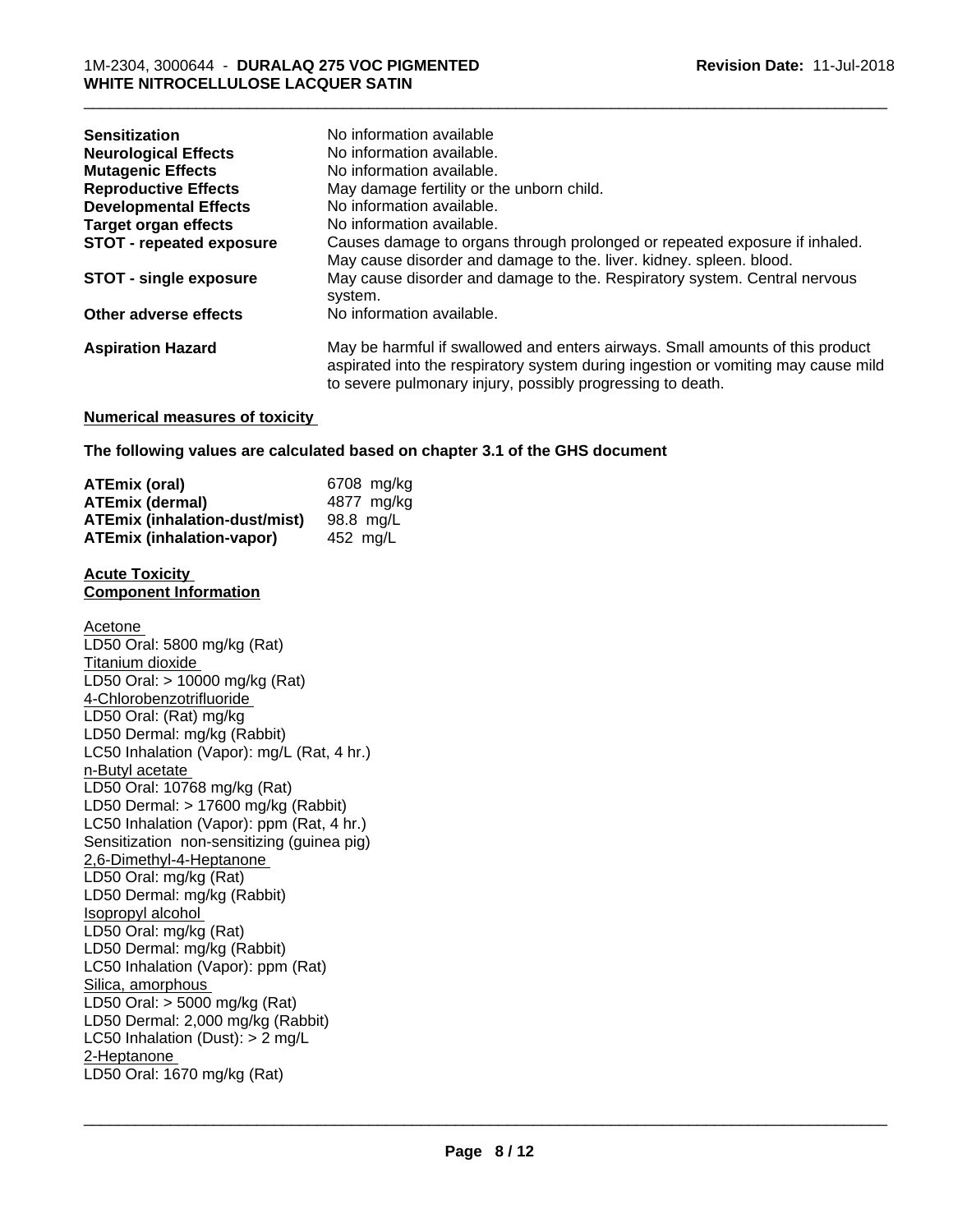| | |
|---|---|
| **Sensitization** | No information available |
| **Neurological Effects** | No information available. |
| **Mutagenic Effects** | No information available. |
| **Reproductive Effects** | May damage fertility or the unborn child. |
| **Developmental Effects** | No information available. |
| **Target organ effects** | No information available. |
| **STOT - repeated exposure** | Causes damage to organs through prolonged or repeated exposure if inhaled. May cause disorder and damage to the. liver. kidney. spleen. blood. |
| **STOT - single exposure** | May cause disorder and damage to the. Respiratory system. Central nervous system. |
| **Other adverse effects** | No information available. |
| **Aspiration Hazard** | May be harmful if swallowed and enters airways. Small amounts of this product aspirated into the respiratory system during ingestion or vomiting may cause mild to severe pulmonary injury, possibly progressing to death. |

**Numerical measures of toxicity**

**The following values are calculated based on chapter 3.1 of the GHS document**

| | |
|---|---|
| **ATEmix (oral)** | 6708 mg/kg |
| **ATEmix (dermal)** | 4877 mg/kg |
| **ATEmix (inhalation-dust/mist)** | 98.8 mg/L |
| **ATEmix (inhalation-vapor)** | 452 mg/L |

**Acute Toxicity**
**Component Information**

Acetone
LD50 Oral: 5800 mg/kg (Rat)
Titanium dioxide
LD50 Oral: > 10000 mg/kg (Rat)
4-Chlorobenzotrifluoride
LD50 Oral: (Rat) mg/kg
LD50 Dermal: mg/kg (Rabbit)
LC50 Inhalation (Vapor): mg/L (Rat, 4 hr.)
n-Butyl acetate
LD50 Oral: 10768 mg/kg (Rat)
LD50 Dermal: > 17600 mg/kg (Rabbit)
LC50 Inhalation (Vapor): ppm (Rat, 4 hr.)
Sensitization non-sensitizing (guinea pig)
2,6-Dimethyl-4-Heptanone
LD50 Oral: mg/kg (Rat)
LD50 Dermal: mg/kg (Rabbit)
Isopropyl alcohol
LD50 Oral: mg/kg (Rat)
LD50 Dermal: mg/kg (Rabbit)
LC50 Inhalation (Vapor): ppm (Rat)
Silica, amorphous
LD50 Oral: > 5000 mg/kg (Rat)
LD50 Dermal: 2,000 mg/kg (Rabbit)
LC50 Inhalation (Dust): > 2 mg/L
2-Heptanone
LD50 Oral: 1670 mg/kg (Rat)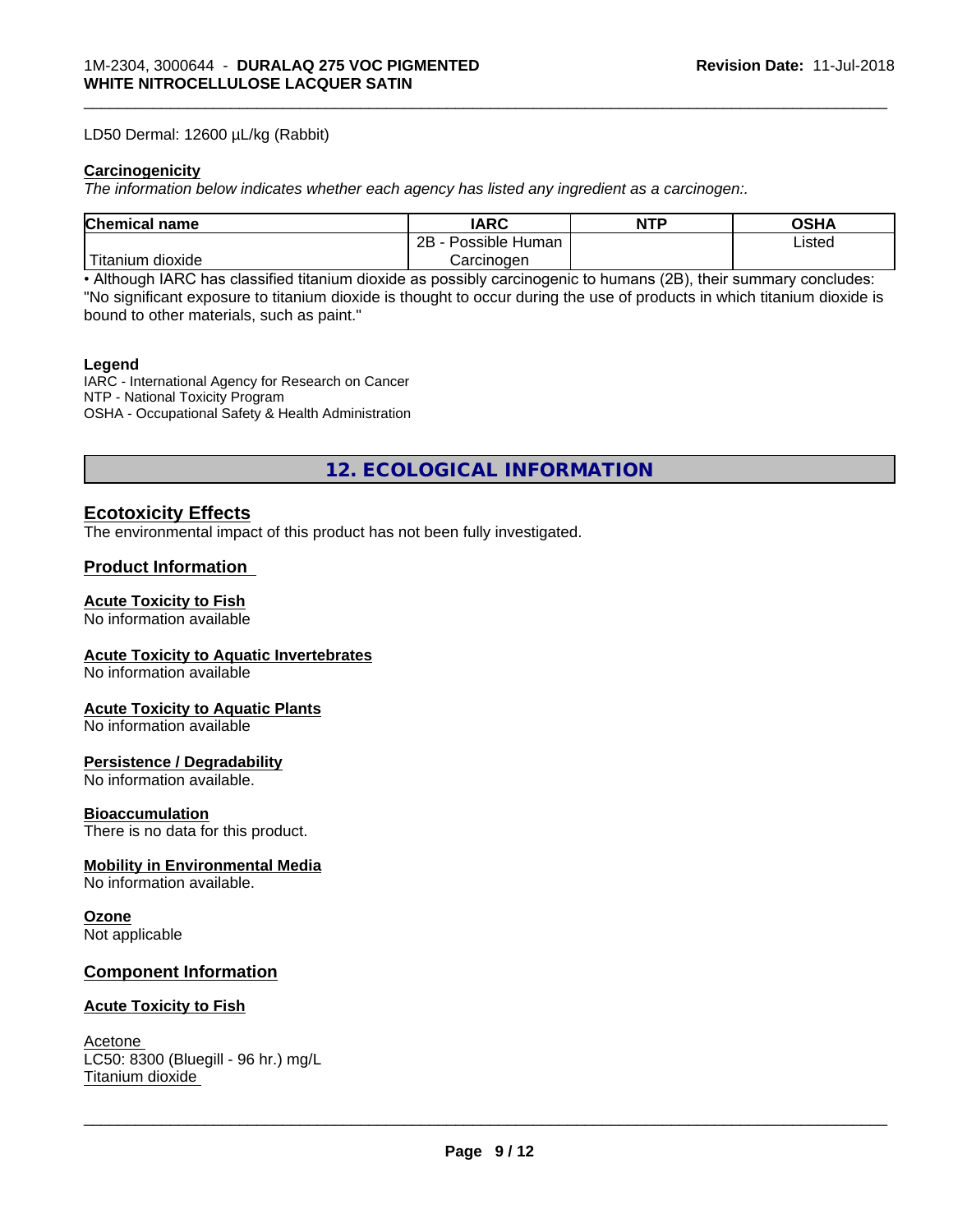LD50 Dermal: 12600 µL/kg (Rabbit)

**Carcinogenicity**

*The information below indicates whether each agency has listed any ingredient as a carcinogen:.*

| Chemical name | IARC | NTP | OSHA |
| --- | --- | --- | --- |
| Titanium dioxide | 2B - Possible Human Carcinogen | | Listed |

• Although IARC has classified titanium dioxide as possibly carcinogenic to humans (2B), their summary concludes: "No significant exposure to titanium dioxide is thought to occur during the use of products in which titanium dioxide is bound to other materials, such as paint."

**Legend**

IARC - International Agency for Research on Cancer
NTP - National Toxicity Program
OSHA - Occupational Safety & Health Administration

## 12. ECOLOGICAL INFORMATION

### Ecotoxicity Effects

The environmental impact of this product has not been fully investigated.

### Product Information

**Acute Toxicity to Fish**
No information available

**Acute Toxicity to Aquatic Invertebrates**
No information available

**Acute Toxicity to Aquatic Plants**
No information available

**Persistence / Degradability**
No information available.

**Bioaccumulation**
There is no data for this product.

**Mobility in Environmental Media**
No information available.

**Ozone**
Not applicable

### Component Information

**Acute Toxicity to Fish**

Acetone
LC50: 8300 (Bluegill - 96 hr.) mg/L
Titanium dioxide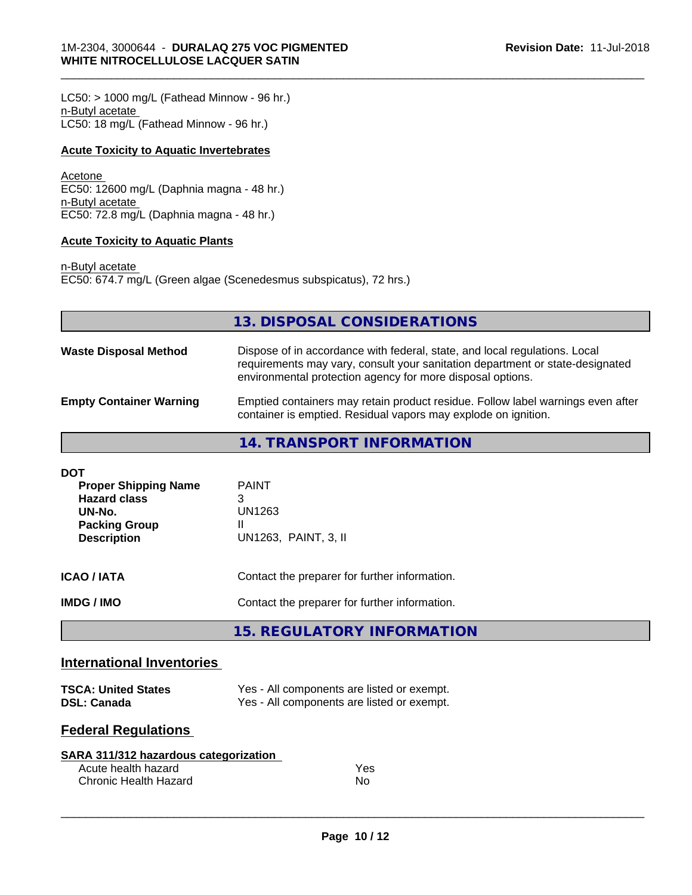LC50: > 1000 mg/L (Fathead Minnow - 96 hr.)
n-Butyl acetate
LC50: 18 mg/L (Fathead Minnow - 96 hr.)

**Acute Toxicity to Aquatic Invertebrates**

Acetone
EC50: 12600 mg/L (Daphnia magna - 48 hr.)
n-Butyl acetate
EC50: 72.8 mg/L (Daphnia magna - 48 hr.)

**Acute Toxicity to Aquatic Plants**

n-Butyl acetate
EC50: 674.7 mg/L (Green algae (Scenedesmus subspicatus), 72 hrs.)

## 13. DISPOSAL CONSIDERATIONS

**Waste Disposal Method**
Dispose of in accordance with federal, state, and local regulations. Local requirements may vary, consult your sanitation department or state-designated environmental protection agency for more disposal options.

**Empty Container Warning**
Emptied containers may retain product residue. Follow label warnings even after container is emptied. Residual vapors may explode on ignition.

## 14. TRANSPORT INFORMATION

**DOT**

| | |
|---|---|
| **Proper Shipping Name** | PAINT |
| **Hazard class** | 3 |
| **UN-No.** | UN1263 |
| **Packing Group** | II |
| **Description** | UN1263, PAINT, 3, II |

**ICAO / IATA** Contact the preparer for further information.

**IMDG / IMO** Contact the preparer for further information.

## 15. REGULATORY INFORMATION

### International Inventories

| | |
|---|---|
| **TSCA: United States** | Yes - All components are listed or exempt. |
| **DSL: Canada** | Yes - All components are listed or exempt. |

### Federal Regulations

**SARA 311/312 hazardous categorization**

| | |
|---|---|
| Acute health hazard | Yes |
| Chronic Health Hazard | No |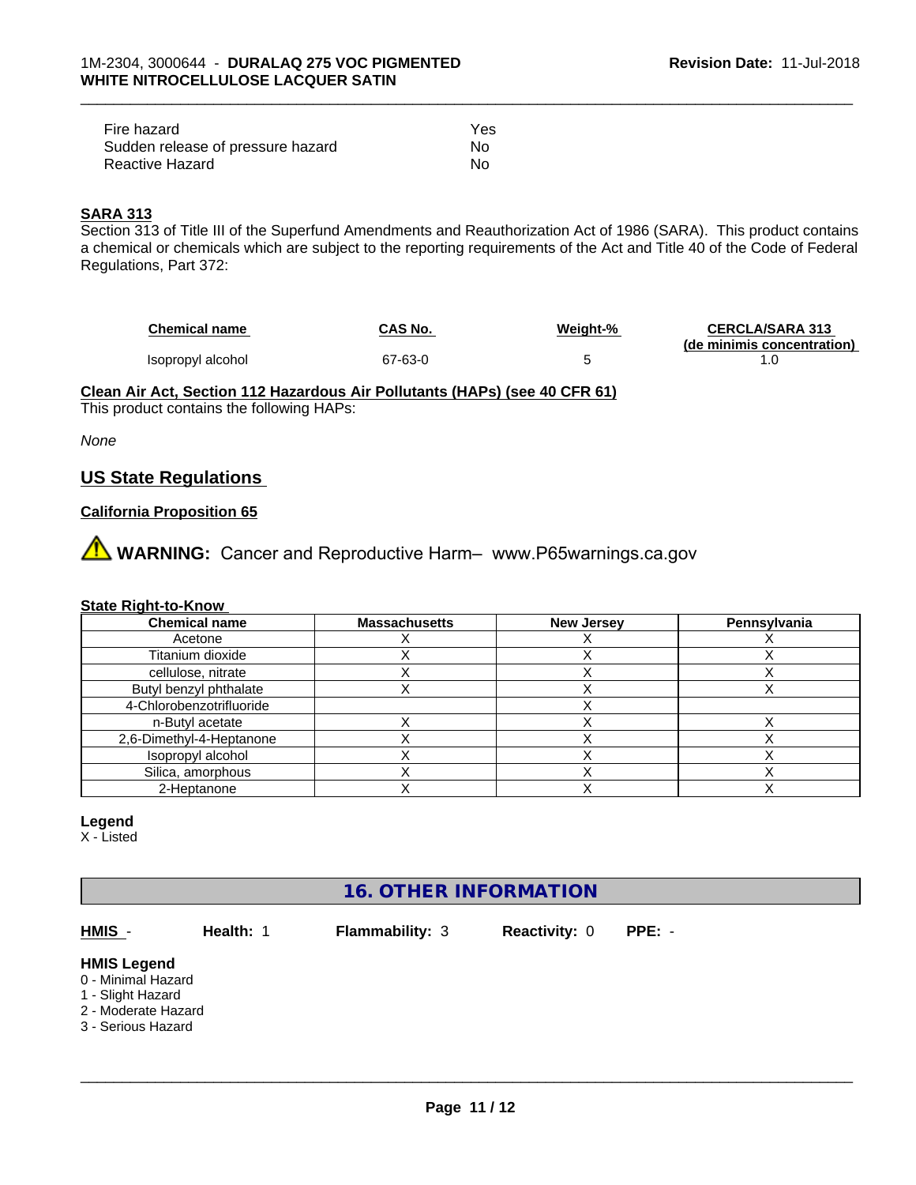| | |
|---|---|
| Fire hazard | Yes |
| Sudden release of pressure hazard | No |
| Reactive Hazard | No |

**SARA 313**

Section 313 of Title III of the Superfund Amendments and Reauthorization Act of 1986 (SARA). This product contains a chemical or chemicals which are subject to the reporting requirements of the Act and Title 40 of the Code of Federal Regulations, Part 372:

| Chemical name | CAS No. | Weight-% | CERCLA/SARA 313 (de minimis concentration) |
|---|---|---|---|
| Isopropyl alcohol | 67-63-0 | 5 | 1.0 |

**Clean Air Act, Section 112 Hazardous Air Pollutants (HAPs) (see 40 CFR 61)**

This product contains the following HAPs:

*None*

## US State Regulations

**California Proposition 65**

⚠ **WARNING:** Cancer and Reproductive Harm– www.P65warnings.ca.gov

**State Right-to-Know**

| Chemical name | Massachusetts | New Jersey | Pennsylvania |
|---|---|---|---|
| Acetone | X | X | X |
| Titanium dioxide | X | X | X |
| cellulose, nitrate | X | X | X |
| Butyl benzyl phthalate | X | X | X |
| 4-Chlorobenzotrifluoride | | X | |
| n-Butyl acetate | X | X | X |
| 2,6-Dimethyl-4-Heptanone | X | X | X |
| Isopropyl alcohol | X | X | X |
| Silica, amorphous | X | X | X |
| 2-Heptanone | X | X | X |

**Legend**

X - Listed

# 16. OTHER INFORMATION

**HMIS** - **Health:** 1 **Flammability:** 3 **Reactivity:** 0 **PPE:** -

**HMIS Legend**

0 - Minimal Hazard
1 - Slight Hazard
2 - Moderate Hazard
3 - Serious Hazard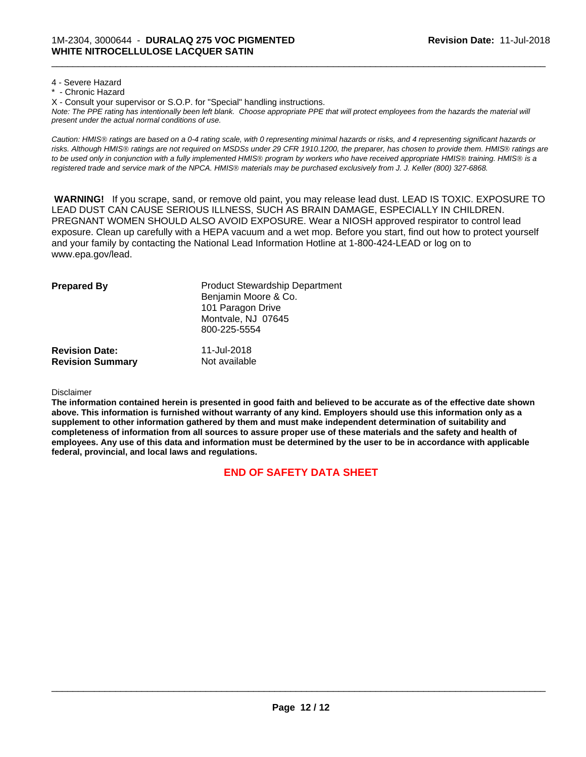4 - Severe Hazard
* - Chronic Hazard
X - Consult your supervisor or S.O.P. for "Special" handling instructions.

*Note: The PPE rating has intentionally been left blank. Choose appropriate PPE that will protect employees from the hazards the material will present under the actual normal conditions of use.*

*Caution: HMIS® ratings are based on a 0-4 rating scale, with 0 representing minimal hazards or risks, and 4 representing significant hazards or risks. Although HMIS® ratings are not required on MSDSs under 29 CFR 1910.1200, the preparer, has chosen to provide them. HMIS® ratings are to be used only in conjunction with a fully implemented HMIS® program by workers who have received appropriate HMIS® training. HMIS® is a registered trade and service mark of the NPCA. HMIS® materials may be purchased exclusively from J. J. Keller (800) 327-6868.*

**WARNING!** If you scrape, sand, or remove old paint, you may release lead dust. LEAD IS TOXIC. EXPOSURE TO LEAD DUST CAN CAUSE SERIOUS ILLNESS, SUCH AS BRAIN DAMAGE, ESPECIALLY IN CHILDREN. PREGNANT WOMEN SHOULD ALSO AVOID EXPOSURE. Wear a NIOSH approved respirator to control lead exposure. Clean up carefully with a HEPA vacuum and a wet mop. Before you start, find out how to protect yourself and your family by contacting the National Lead Information Hotline at 1-800-424-LEAD or log on to www.epa.gov/lead.

| | |
|---|---|
| **Prepared By** | Product Stewardship Department<br>Benjamin Moore & Co.<br>101 Paragon Drive<br>Montvale, NJ 07645<br>800-225-5554 |
| **Revision Date:** | 11-Jul-2018 |
| **Revision Summary** | Not available |

Disclaimer

**The information contained herein is presented in good faith and believed to be accurate as of the effective date shown above. This information is furnished without warranty of any kind. Employers should use this information only as a supplement to other information gathered by them and must make independent determination of suitability and completeness of information from all sources to assure proper use of these materials and the safety and health of employees. Any use of this data and information must be determined by the user to be in accordance with applicable federal, provincial, and local laws and regulations.**

**END OF SAFETY DATA SHEET**